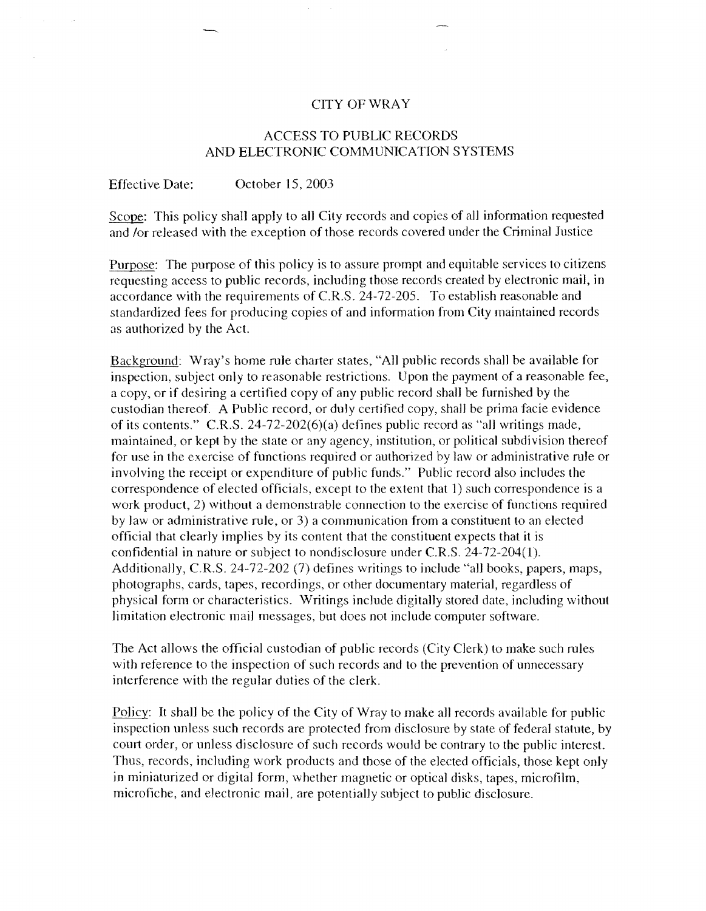# CITY OF WRAY

## ACCESS TO PUBLIC RECORDS AND ELECTRONIC COMMUNICATION SYSTEMS

Effective Date: October 15, 2003

Scope: This policy shall apply to all City records and copies of all information requested and /or released with the exception of those records covered under the Criminal Justice

Purpose: The purpose of this policy is to assure prompt and equitable services to citizens requesting access to public records, including those records created by electronic mail, in accordance with the requirements of C.R.S. 24-72-205. To establish reasonable and standardized fees for producing copies of and information from City maintained records as authorized by the Act.

Background: Wray's home rule charter states, "All public records shall be available for inspection, subject only to reasonable restrictions. Upon the payment of a reasonable fee, a copy, or if desiring a certified copy of any public record shall be furnished by the custodian thereof. A Public record, or duly certified copy, shall be prima facie evidence of its contents." C.R.S. 24-72-202(6)(a) defines public record as "all writings made, maintained, or kept by the state or any agency, institution, or political subdivision thereof for use in the exercise of functions required or authorized by law or administrative rule or involving the receipt or expenditure of public funds." Public record also includes the correspondence of elected officials, except to the extent that 1) such correspondence is a work product, 2) without a demonstrable connection to the exercise of functions required by law or administrative rule, or 3) a communication from a constituent to an elected official that clearly implies by its content that the constituent expects that it is confidential in nature or subject to nondisclosure under C.R.S. 24-72-204(1). Additionally, C.R.S. 24-72-202 (7) defines writings to include "all books, papers, maps, photographs, cards, tapes, recordings, or other documentary material, regardless of physical form or characteristics. Writings include digitally stored date, including without limitation electronic mail messages, but does not include computer software.

The Act allows the official custodian of public records (City Clerk) to make such rules with reference to the inspection of such records and to the prevention of unnecessary interference with the regular duties of the clerk.

Policy: It shall be the policy of the City of Wray to make all records available for public inspection unless such records are protected from disclosure by state of federal statute, by court order, or unless disclosure of such records would be contrary to the public interest. Thus, records, including work products and those of the elected officials, those kept only in miniaturized or digital form, whether magnetic or optical disks, tapes, microfilm, microfiche, and electronic mail, are potentially subject to public disclosure.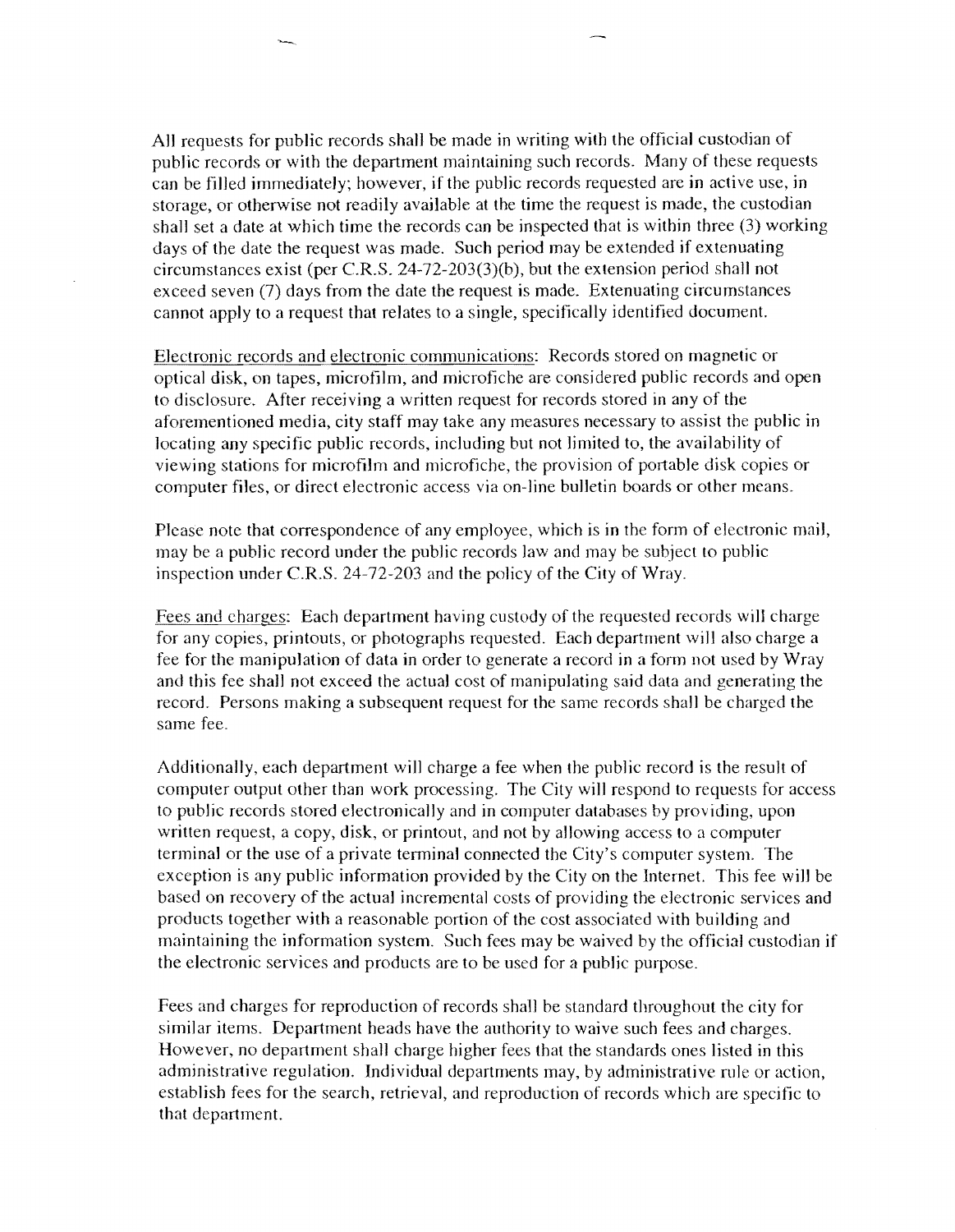All requests for public records shall be made in writing with the official custodian of public records or with the department maintaining such records. Many of these requests can be filled immediately; however, if the public records requested are in active use, in storage, or otherwise not readily available at the time the request is made, the custodian shall set a date at which time the records can be inspected that is within three (3) working days of the date the request was made. Such period may be extended if extenuating circumstances exist (per C.R.S. 24-72-203(3)(b), but the extension period shall not exceed seven (7) days from the date the request is made. Extenuating circumstances cannot apply to a request that relates to a single, specifically identified document.

Electronic records and electronic communications: Records stored on magnetic or optical disk, on tapes, microfilm, and microfiche are considered public records and open to disclosure. After receiving a written request for records stored in any of the aforementioned media, city staff may take any measures necessary to assist the public in locating any specific public records, including but not limited to, the availability of viewing stations for microfilm and microfiche, the provision of portable disk copies or computer files, or direct electronic access via on-line bulletin boards or other means.

Please note that correspondence of any employee, which is in the form of electronic mail, may be a public record under the public records law and may be subject to public inspection under C.R.S. 24-72-203 and the policy of the City of Wray.

Fees and charges: Each department having custody of the requested records will charge for any copies, printouts, or photographs requested. Each department will also charge a fee for the manipulation of data in order to generate a record in a form not used by Wray and this fee shall not exceed the actual cost of manipulating said data and generating the record. Persons making a subsequent request for the same records shall be charged the same fee.

Additionally, each department will charge a fee when the public record is the result of computer output other than work processing. The City will respond to requests for access to public records stored electronically and in computer databases by providing, upon written request, a copy, disk, or printout, and not by allowing access to a computer terminal or the use of a private terminal connected the City's computer system. The exception is any public information provided by the City on the Internet. This fee will be based on recovery of the actual incremental costs of providing the electronic services and products together with a reasonable portion of the cost associated with building and maintaining the information system. Such fees may be waived by the official custodian if the electronic services and products are to be used for a public purpose.

Fees and charges for reproduction of records shall be standard throughout the city for similar items. Department heads have the authority to waive such fees and charges. However, no department shall charge higher fees that the standards ones listed in this administrative regulation. Individual departments may, by administrative rule or action, establish fees for the search, retrieval, and reproduction of records which are specific to that department.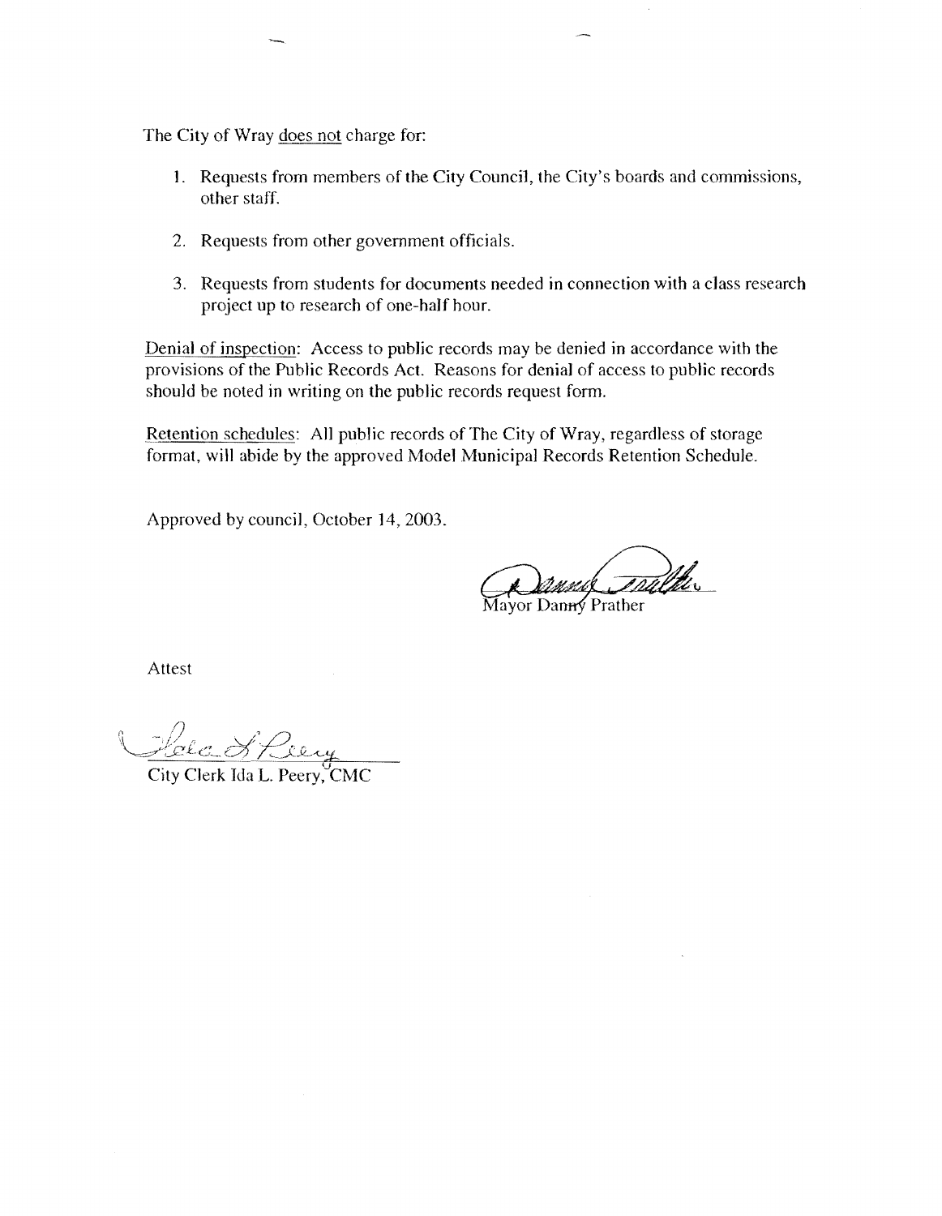The City of Wray <u>does not</u> charge for:

1. Requests from members of the City Council, the City's boards and commissions, other staff.

2. Requests from other government officials.

3. Requests from students for documents needed in connection with a class research project up to research of one-half hour.

<u>Denial of inspection</u>: Access to public records may be denied in accordance with the provisions of the Public Records Act. Reasons for denial of access to public records should be noted in writing on the public records request form.

<u>Retention schedules</u>: All public records of The City of Wray, regardless of storage format, will abide by the approved Model Municipal Records Retention Schedule.

Approved by council, October 14, 2003.

Mayor Danny Prather

Attest

City Clerk Ida L. Peery, CMC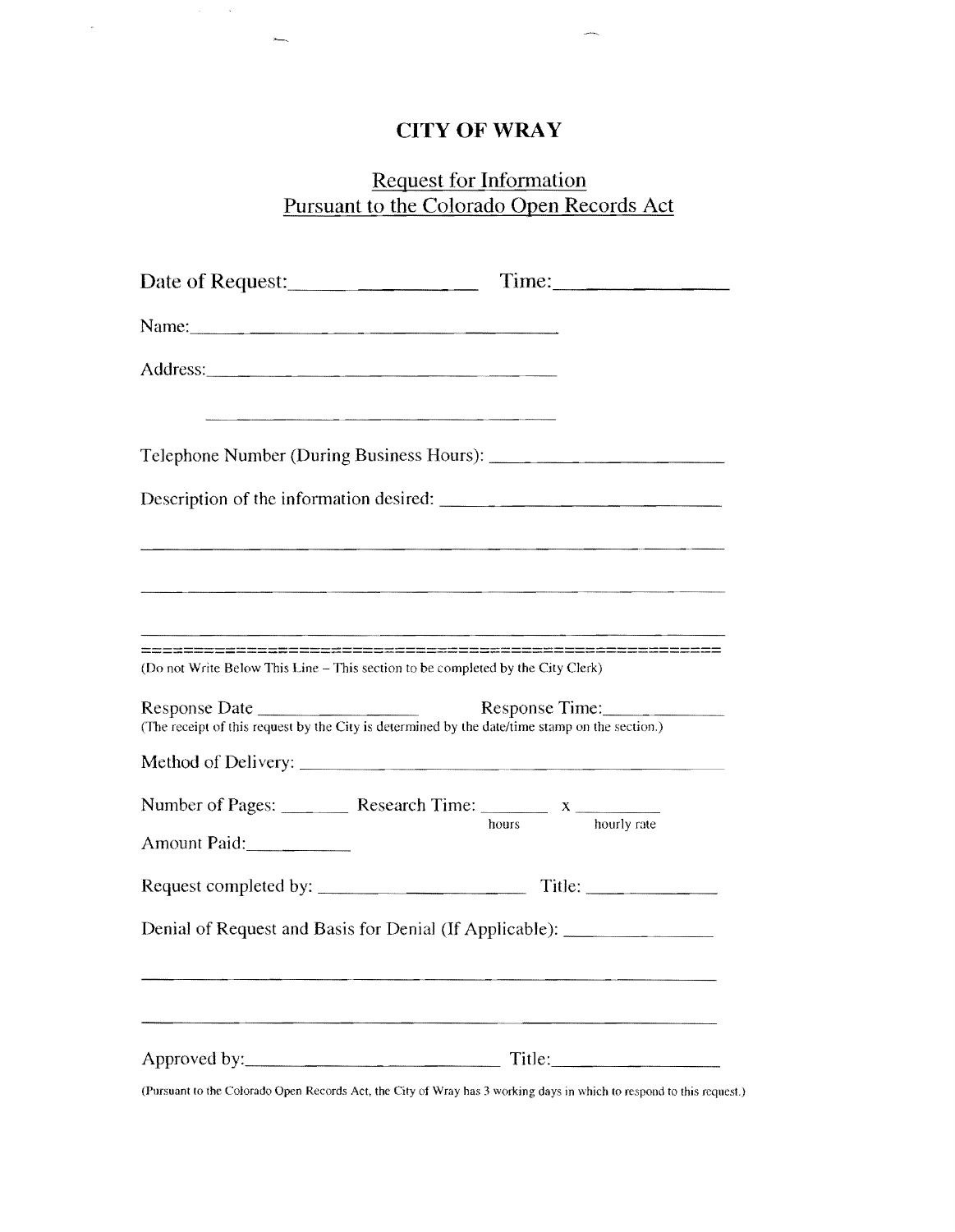# CITY OF WRAY

## Request for Information
## Pursuant to the Colorado Open Records Act

Date of Request: ____________________ Time: ______________

Name: ________________________________

Address: ________________________________

________________________________

Telephone Number (During Business Hours): ____________________

Description of the information desired: ____________________

________________________________________________________________

________________________________________________________________

________________________________________________________________

================================================================

(Do not Write Below This Line – This section to be completed by the City Clerk)

Response Date ______________ Response Time: ______________

(The receipt of this request by the City is determined by the date/time stamp on the section.)

Method of Delivery: ________________________________

Number of Pages: ______ Research Time: ______ x ______
hours hourly rate

Amount Paid: __________

Request completed by: ____________________ Title: ____________

Denial of Request and Basis for Denial (If Applicable): ____________

________________________________________________________________

________________________________________________________________

Approved by: ________________________ Title: ______________

(Pursuant to the Colorado Open Records Act, the City of Wray has 3 working days in which to respond to this request.)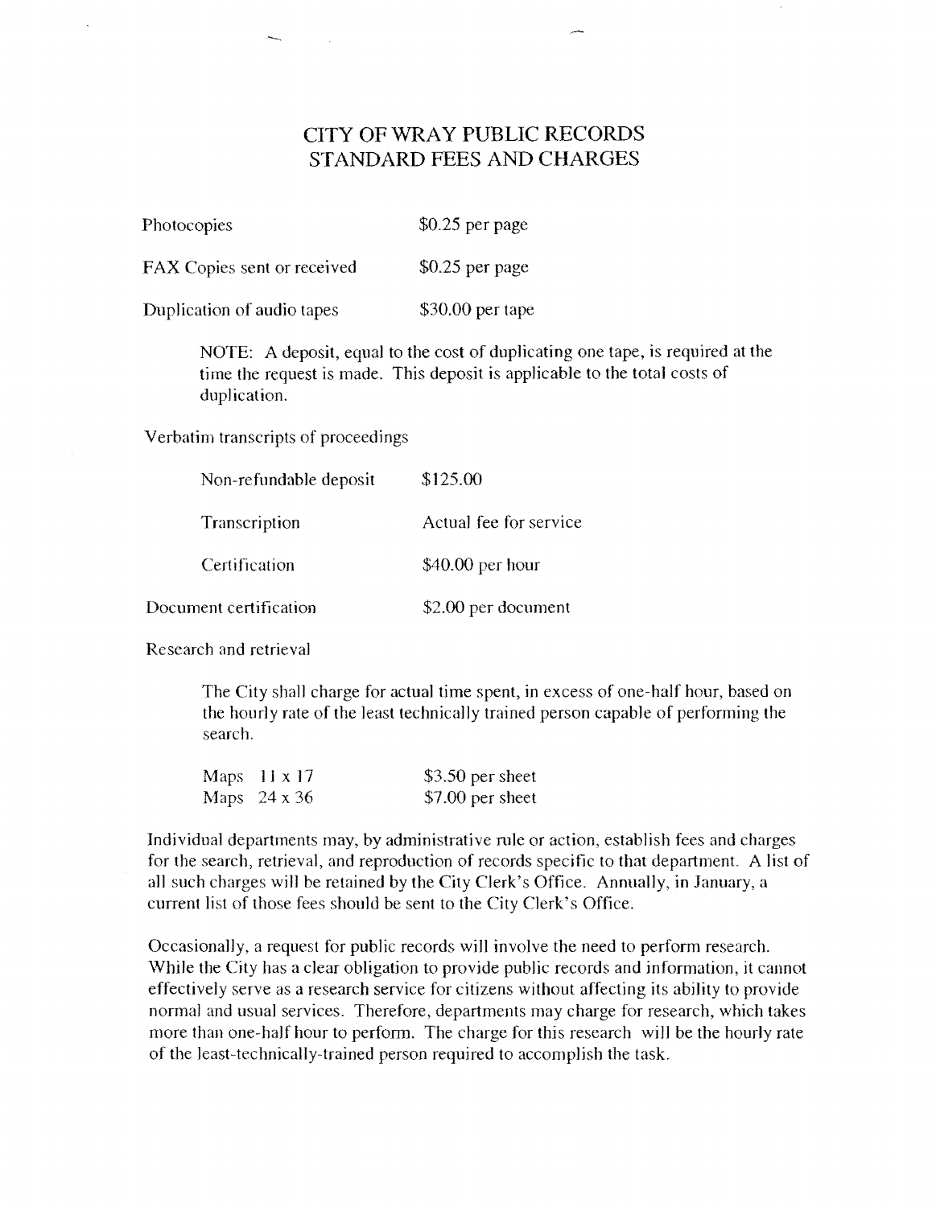# CITY OF WRAY PUBLIC RECORDS STANDARD FEES AND CHARGES

| | |
|---|---|
| Photocopies | $0.25 per page |
| FAX Copies sent or received | $0.25 per page |
| Duplication of audio tapes | $30.00 per tape |

NOTE: A deposit, equal to the cost of duplicating one tape, is required at the time the request is made. This deposit is applicable to the total costs of duplication.

Verbatim transcripts of proceedings

| | |
|---|---|
| Non-refundable deposit | $125.00 |
| Transcription | Actual fee for service |
| Certification | $40.00 per hour |

| | |
|---|---|
| Document certification | $2.00 per document |

Research and retrieval

The City shall charge for actual time spent, in excess of one-half hour, based on the hourly rate of the least technically trained person capable of performing the search.

| | |
|---|---|
| Maps 11 x 17 | $3.50 per sheet |
| Maps 24 x 36 | $7.00 per sheet |

Individual departments may, by administrative rule or action, establish fees and charges for the search, retrieval, and reproduction of records specific to that department. A list of all such charges will be retained by the City Clerk's Office. Annually, in January, a current list of those fees should be sent to the City Clerk's Office.

Occasionally, a request for public records will involve the need to perform research. While the City has a clear obligation to provide public records and information, it cannot effectively serve as a research service for citizens without affecting its ability to provide normal and usual services. Therefore, departments may charge for research, which takes more than one-half hour to perform. The charge for this research will be the hourly rate of the least-technically-trained person required to accomplish the task.